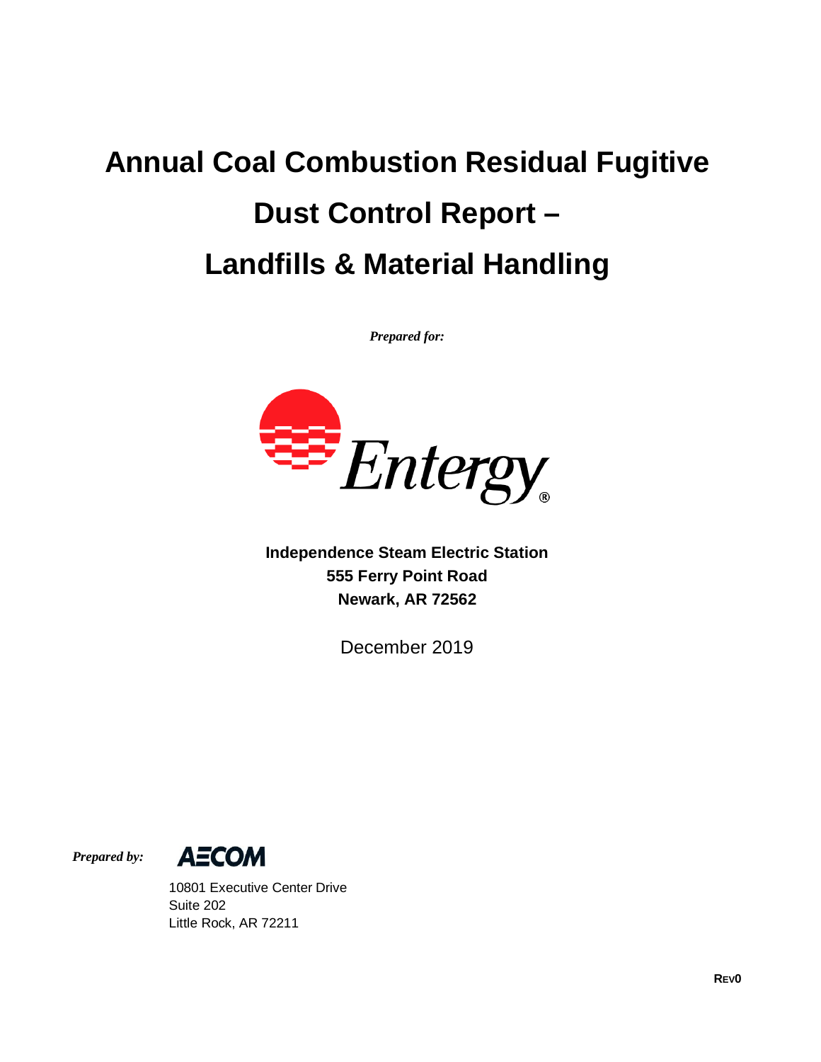# Annual Coal Combustion Residual Fugitive Dust Control Report – Landfills & Material Handling

*Prepared for:*

Entergy®

**Independence Steam Electric Station**
**555 Ferry Point Road**
**Newark, AR 72562**

December 2019

*Prepared by:*

AECOM

10801 Executive Center Drive
Suite 202
Little Rock, AR 72211

**REV0**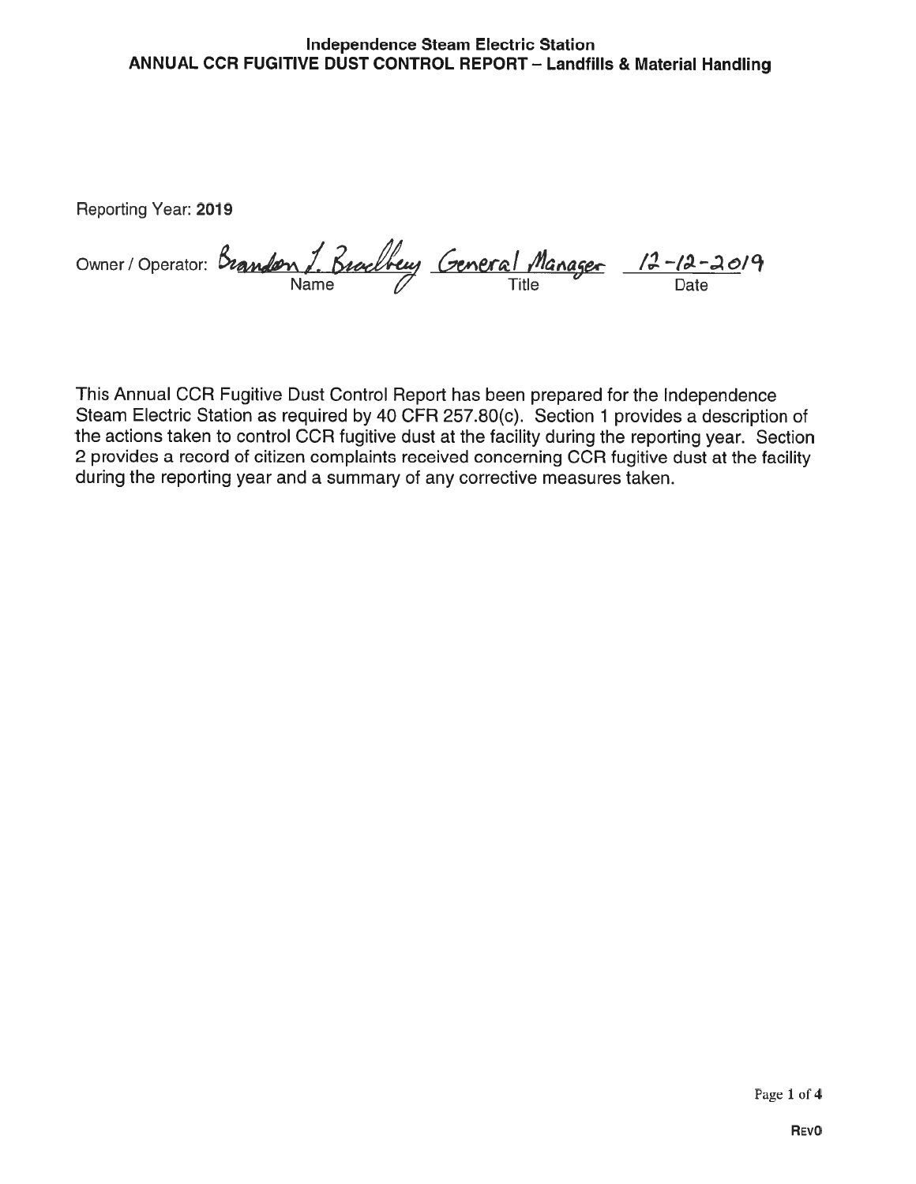# Independence Steam Electric Station
## ANNUAL CCR FUGITIVE DUST CONTROL REPORT – Landfills & Material Handling

Reporting Year: **2019**

Owner / Operator: Brandon L. Bradbury | General Manager | 12-12-2019
Name | Title | Date

This Annual CCR Fugitive Dust Control Report has been prepared for the Independence Steam Electric Station as required by 40 CFR 257.80(c). Section 1 provides a description of the actions taken to control CCR fugitive dust at the facility during the reporting year. Section 2 provides a record of citizen complaints received concerning CCR fugitive dust at the facility during the reporting year and a summary of any corrective measures taken.

REV0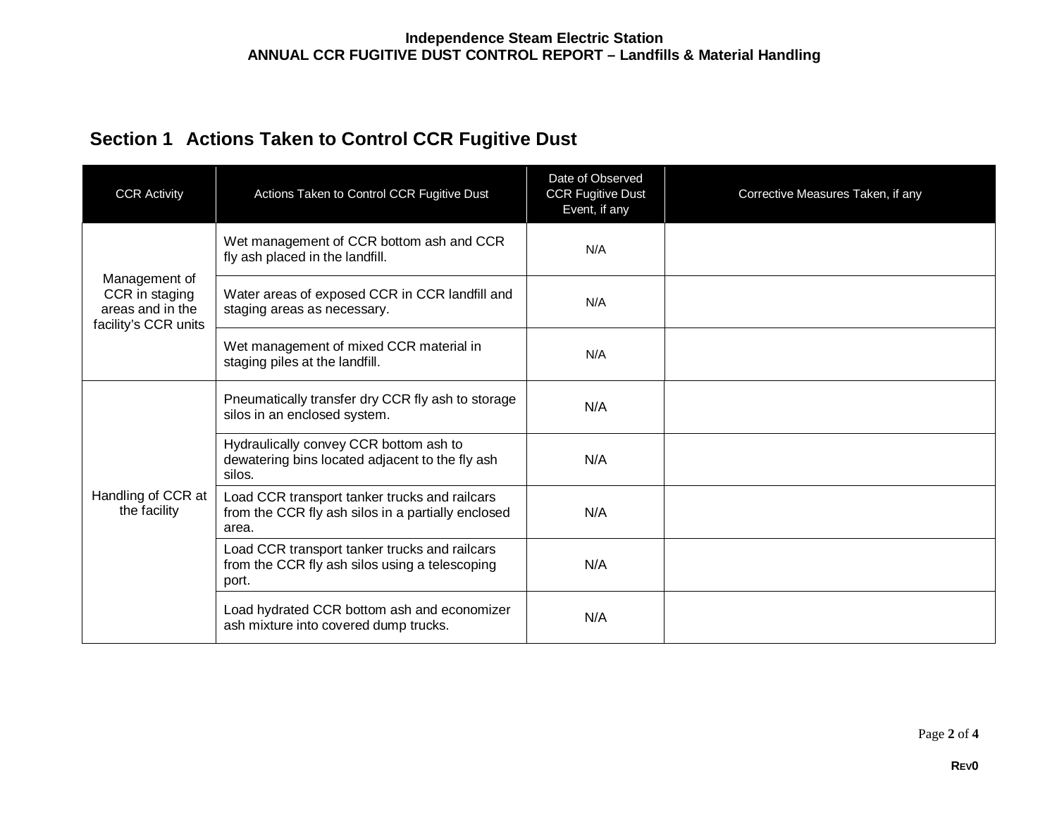## Section 1 Actions Taken to Control CCR Fugitive Dust

| CCR Activity | Actions Taken to Control CCR Fugitive Dust | Date of Observed CCR Fugitive Dust Event, if any | Corrective Measures Taken, if any |
|---|---|---|---|
| Management of CCR in staging areas and in the facility's CCR units | Wet management of CCR bottom ash and CCR fly ash placed in the landfill. | N/A | |
| | Water areas of exposed CCR in CCR landfill and staging areas as necessary. | N/A | |
| | Wet management of mixed CCR material in staging piles at the landfill. | N/A | |
| Handling of CCR at the facility | Pneumatically transfer dry CCR fly ash to storage silos in an enclosed system. | N/A | |
| | Hydraulically convey CCR bottom ash to dewatering bins located adjacent to the fly ash silos. | N/A | |
| | Load CCR transport tanker trucks and railcars from the CCR fly ash silos in a partially enclosed area. | N/A | |
| | Load CCR transport tanker trucks and railcars from the CCR fly ash silos using a telescoping port. | N/A | |
| | Load hydrated CCR bottom ash and economizer ash mixture into covered dump trucks. | N/A | |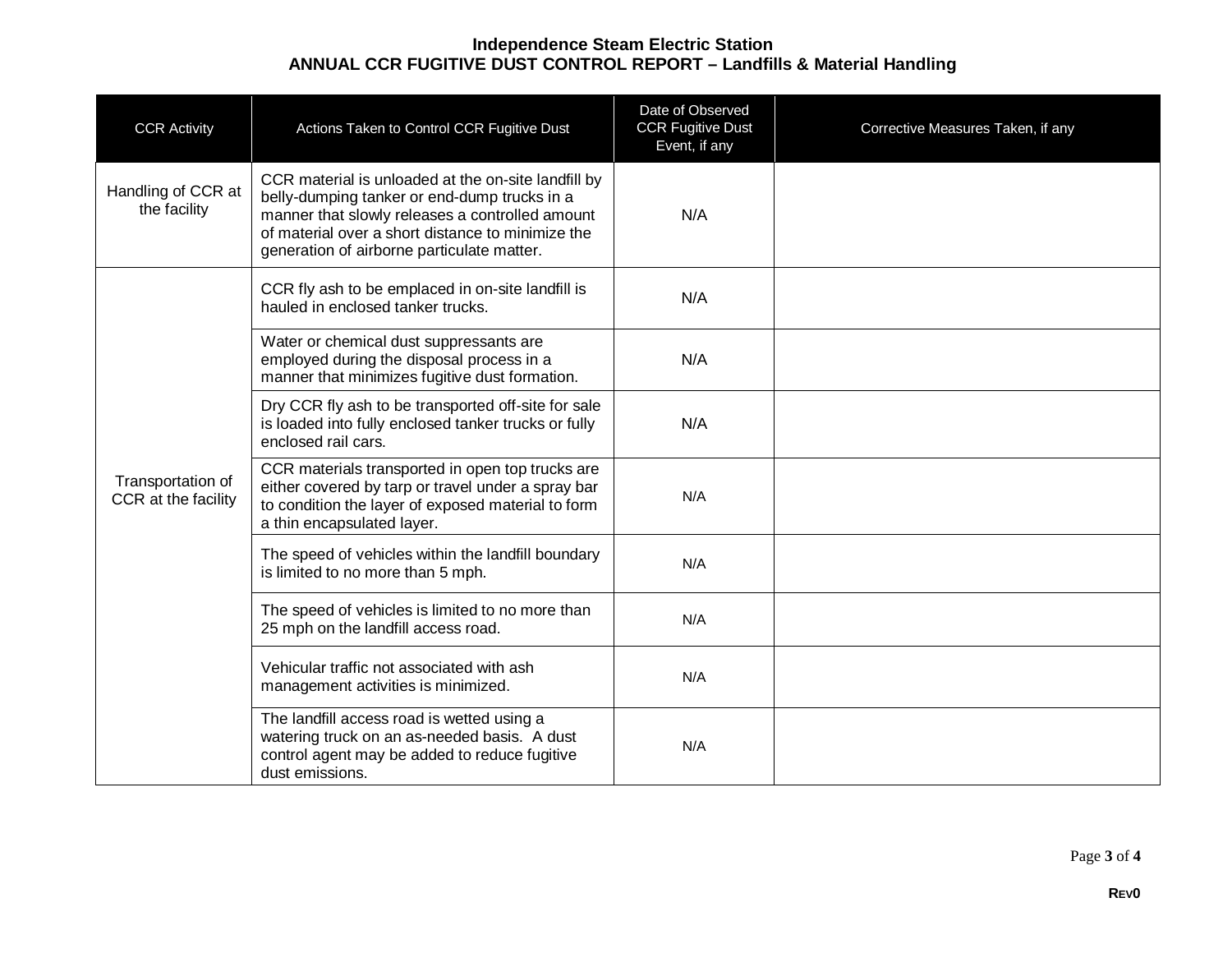# Independence Steam Electric Station
## ANNUAL CCR FUGITIVE DUST CONTROL REPORT – Landfills & Material Handling

| CCR Activity | Actions Taken to Control CCR Fugitive Dust | Date of Observed CCR Fugitive Dust Event, if any | Corrective Measures Taken, if any |
|---|---|---|---|
| Handling of CCR at the facility | CCR material is unloaded at the on-site landfill by belly-dumping tanker or end-dump trucks in a manner that slowly releases a controlled amount of material over a short distance to minimize the generation of airborne particulate matter. | N/A | |
| Transportation of CCR at the facility | CCR fly ash to be emplaced in on-site landfill is hauled in enclosed tanker trucks. | N/A | |
| | Water or chemical dust suppressants are employed during the disposal process in a manner that minimizes fugitive dust formation. | N/A | |
| | Dry CCR fly ash to be transported off-site for sale is loaded into fully enclosed tanker trucks or fully enclosed rail cars. | N/A | |
| | CCR materials transported in open top trucks are either covered by tarp or travel under a spray bar to condition the layer of exposed material to form a thin encapsulated layer. | N/A | |
| | The speed of vehicles within the landfill boundary is limited to no more than 5 mph. | N/A | |
| | The speed of vehicles is limited to no more than 25 mph on the landfill access road. | N/A | |
| | Vehicular traffic not associated with ash management activities is minimized. | N/A | |
| | The landfill access road is wetted using a watering truck on an as-needed basis. A dust control agent may be added to reduce fugitive dust emissions. | N/A | |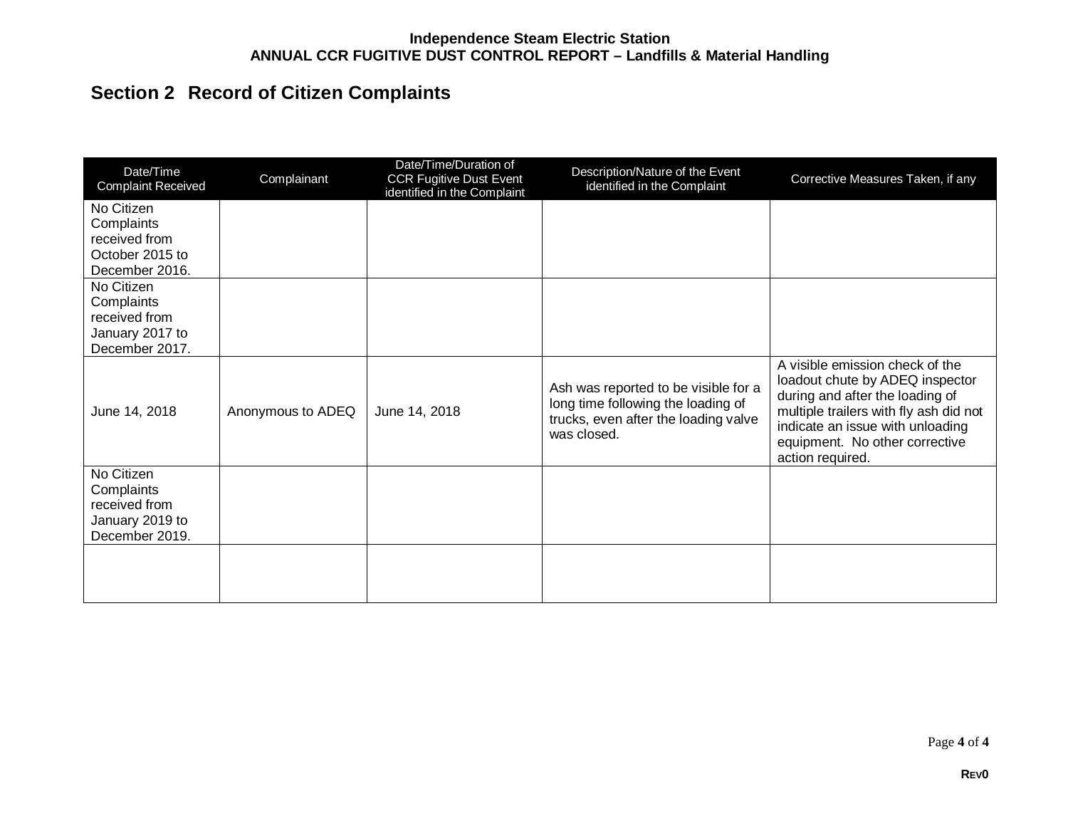## Section 2 Record of Citizen Complaints

| Date/Time Complaint Received | Complainant | Date/Time/Duration of CCR Fugitive Dust Event identified in the Complaint | Description/Nature of the Event identified in the Complaint | Corrective Measures Taken, if any |
|---|---|---|---|---|
| No Citizen Complaints received from October 2015 to December 2016. | | | | |
| No Citizen Complaints received from January 2017 to December 2017. | | | | |
| June 14, 2018 | Anonymous to ADEQ | June 14, 2018 | Ash was reported to be visible for a long time following the loading of trucks, even after the loading valve was closed. | A visible emission check of the loadout chute by ADEQ inspector during and after the loading of multiple trailers with fly ash did not indicate an issue with unloading equipment. No other corrective action required. |
| No Citizen Complaints received from January 2019 to December 2019. | | | | |
| | | | | |